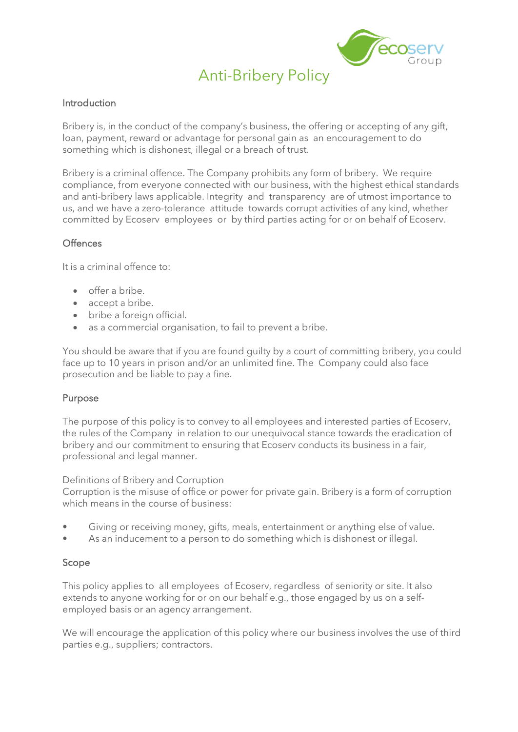# Anti-Bribery Policy

## Introduction

Bribery is, in the conduct of the company's business, the offering or accepting of any gift, loan, payment, reward or advantage for personal gain as an encouragement to do something which is dishonest, illegal or a breach of trust.

Bribery is a criminal offence. The Company prohibits any form of bribery. We require compliance, from everyone connected with our business, with the highest ethical standards and anti-bribery laws applicable. Integrity and transparency are of utmost importance to us, and we have a zero-tolerance attitude towards corrupt activities of any kind, whether committed by Ecoserv employees or by third parties acting for or on behalf of Ecoserv.

## Offences

It is a criminal offence to:

- offer a bribe.
- accept a bribe.
- bribe a foreign official.
- as a commercial organisation, to fail to prevent a bribe.

You should be aware that if you are found guilty by a court of committing bribery, you could face up to 10 years in prison and/or an unlimited fine. The Company could also face prosecution and be liable to pay a fine.

## Purpose

The purpose of this policy is to convey to all employees and interested parties of Ecoserv, the rules of the Company in relation to our unequivocal stance towards the eradication of bribery and our commitment to ensuring that Ecoserv conducts its business in a fair, professional and legal manner.

Definitions of Bribery and Corruption
Corruption is the misuse of office or power for private gain. Bribery is a form of corruption which means in the course of business:

- Giving or receiving money, gifts, meals, entertainment or anything else of value.
- As an inducement to a person to do something which is dishonest or illegal.

## Scope

This policy applies to all employees of Ecoserv, regardless of seniority or site. It also extends to anyone working for or on our behalf e.g., those engaged by us on a self-employed basis or an agency arrangement.

We will encourage the application of this policy where our business involves the use of third parties e.g., suppliers; contractors.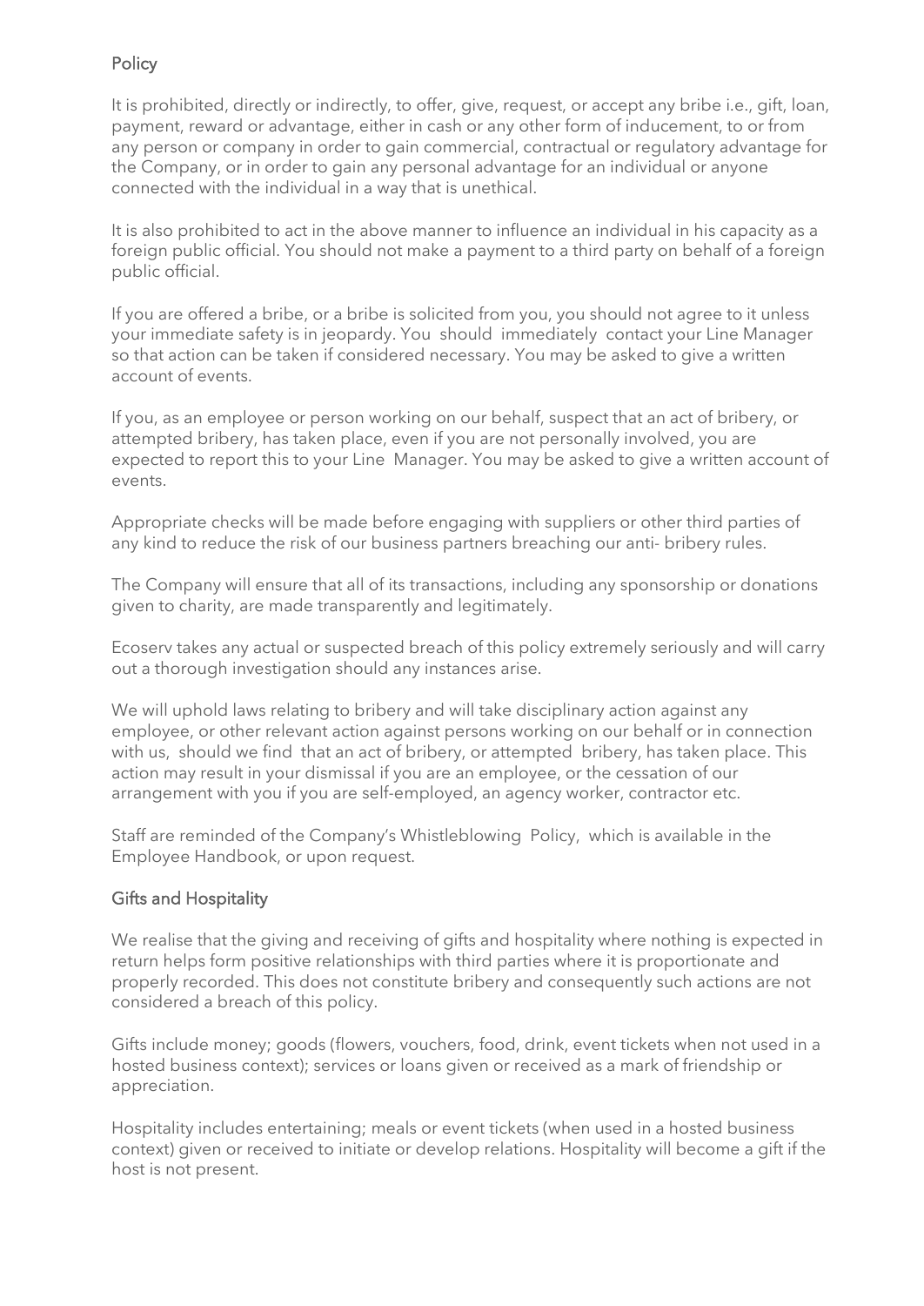## Policy

It is prohibited, directly or indirectly, to offer, give, request, or accept any bribe i.e., gift, loan, payment, reward or advantage, either in cash or any other form of inducement, to or from any person or company in order to gain commercial, contractual or regulatory advantage for the Company, or in order to gain any personal advantage for an individual or anyone connected with the individual in a way that is unethical.

It is also prohibited to act in the above manner to influence an individual in his capacity as a foreign public official. You should not make a payment to a third party on behalf of a foreign public official.

If you are offered a bribe, or a bribe is solicited from you, you should not agree to it unless your immediate safety is in jeopardy. You should immediately contact your Line Manager so that action can be taken if considered necessary. You may be asked to give a written account of events.

If you, as an employee or person working on our behalf, suspect that an act of bribery, or attempted bribery, has taken place, even if you are not personally involved, you are expected to report this to your Line Manager. You may be asked to give a written account of events.

Appropriate checks will be made before engaging with suppliers or other third parties of any kind to reduce the risk of our business partners breaching our anti- bribery rules.

The Company will ensure that all of its transactions, including any sponsorship or donations given to charity, are made transparently and legitimately.

Ecoserv takes any actual or suspected breach of this policy extremely seriously and will carry out a thorough investigation should any instances arise.

We will uphold laws relating to bribery and will take disciplinary action against any employee, or other relevant action against persons working on our behalf or in connection with us, should we find that an act of bribery, or attempted bribery, has taken place. This action may result in your dismissal if you are an employee, or the cessation of our arrangement with you if you are self-employed, an agency worker, contractor etc.

Staff are reminded of the Company's Whistleblowing Policy, which is available in the Employee Handbook, or upon request.

## Gifts and Hospitality

We realise that the giving and receiving of gifts and hospitality where nothing is expected in return helps form positive relationships with third parties where it is proportionate and properly recorded. This does not constitute bribery and consequently such actions are not considered a breach of this policy.

Gifts include money; goods (flowers, vouchers, food, drink, event tickets when not used in a hosted business context); services or loans given or received as a mark of friendship or appreciation.

Hospitality includes entertaining; meals or event tickets (when used in a hosted business context) given or received to initiate or develop relations. Hospitality will become a gift if the host is not present.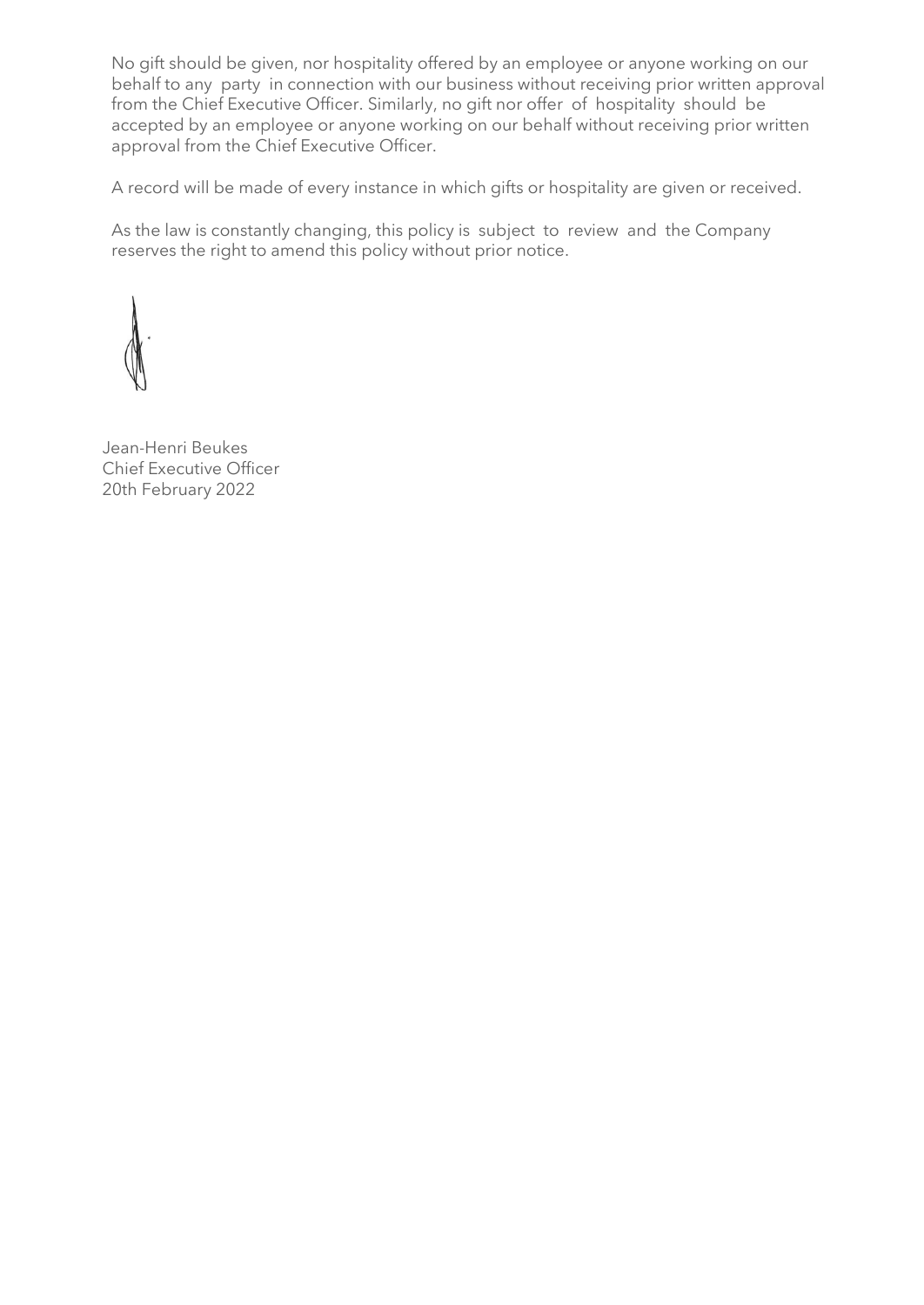No gift should be given, nor hospitality offered by an employee or anyone working on our behalf to any party in connection with our business without receiving prior written approval from the Chief Executive Officer. Similarly, no gift nor offer of hospitality should be accepted by an employee or anyone working on our behalf without receiving prior written approval from the Chief Executive Officer.

A record will be made of every instance in which gifts or hospitality are given or received.

As the law is constantly changing, this policy is subject to review and the Company reserves the right to amend this policy without prior notice.

Jean-Henri Beukes
Chief Executive Officer
20th February 2022